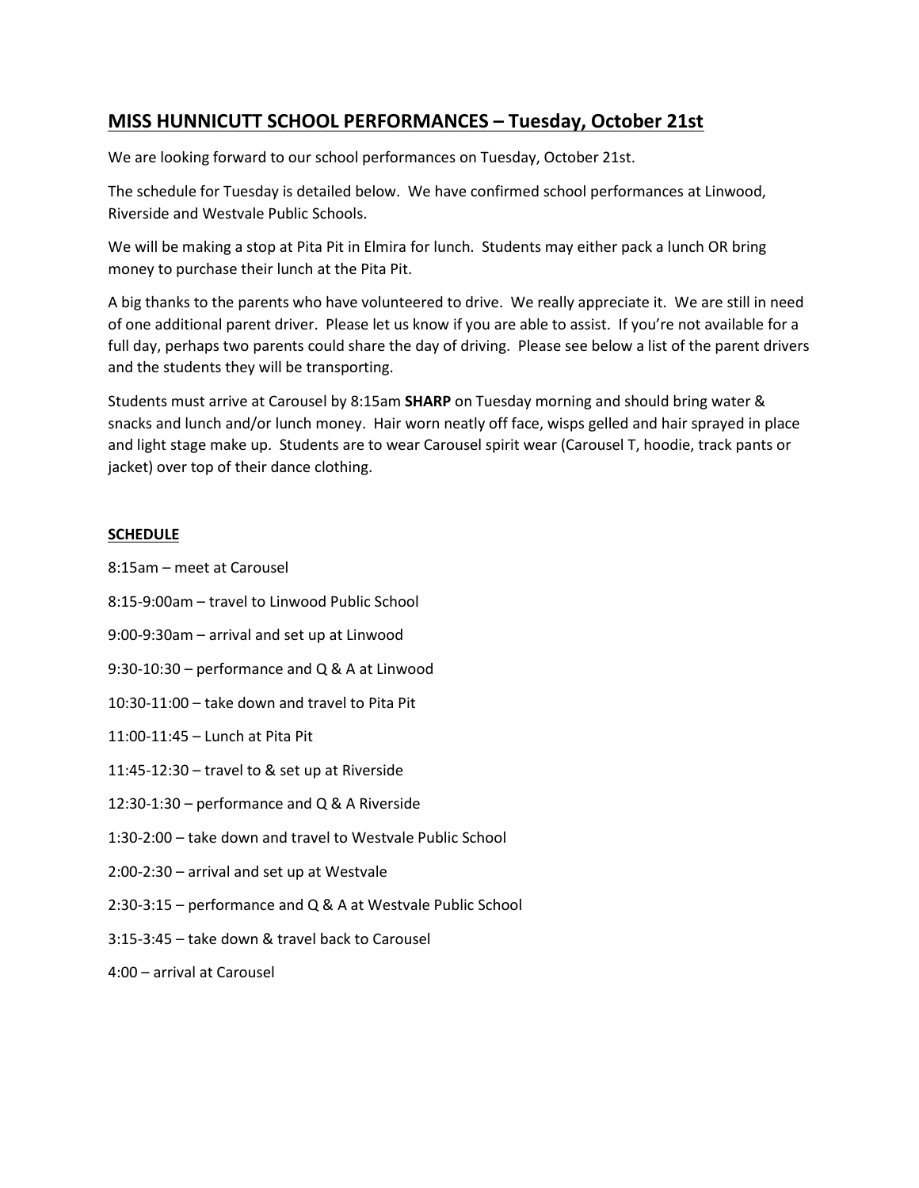## <u>MISS HUNNICUTT SCHOOL PERFORMANCES – Tuesday, October 21st</u>

We are looking forward to our school performances on Tuesday, October 21st.

The schedule for Tuesday is detailed below. We have confirmed school performances at Linwood, Riverside and Westvale Public Schools.

We will be making a stop at Pita Pit in Elmira for lunch. Students may either pack a lunch OR bring money to purchase their lunch at the Pita Pit.

A big thanks to the parents who have volunteered to drive. We really appreciate it. We are still in need of one additional parent driver. Please let us know if you are able to assist. If you're not available for a full day, perhaps two parents could share the day of driving. Please see below a list of the parent drivers and the students they will be transporting.

Students must arrive at Carousel by 8:15am **SHARP** on Tuesday morning and should bring water & snacks and lunch and/or lunch money. Hair worn neatly off face, wisps gelled and hair sprayed in place and light stage make up. Students are to wear Carousel spirit wear (Carousel T, hoodie, track pants or jacket) over top of their dance clothing.

**<u>SCHEDULE</u>**

8:15am – meet at Carousel

8:15-9:00am – travel to Linwood Public School

9:00-9:30am – arrival and set up at Linwood

9:30-10:30 – performance and Q & A at Linwood

10:30-11:00 – take down and travel to Pita Pit

11:00-11:45 – Lunch at Pita Pit

11:45-12:30 – travel to & set up at Riverside

12:30-1:30 – performance and Q & A Riverside

1:30-2:00 – take down and travel to Westvale Public School

2:00-2:30 – arrival and set up at Westvale

2:30-3:15 – performance and Q & A at Westvale Public School

3:15-3:45 – take down & travel back to Carousel

4:00 – arrival at Carousel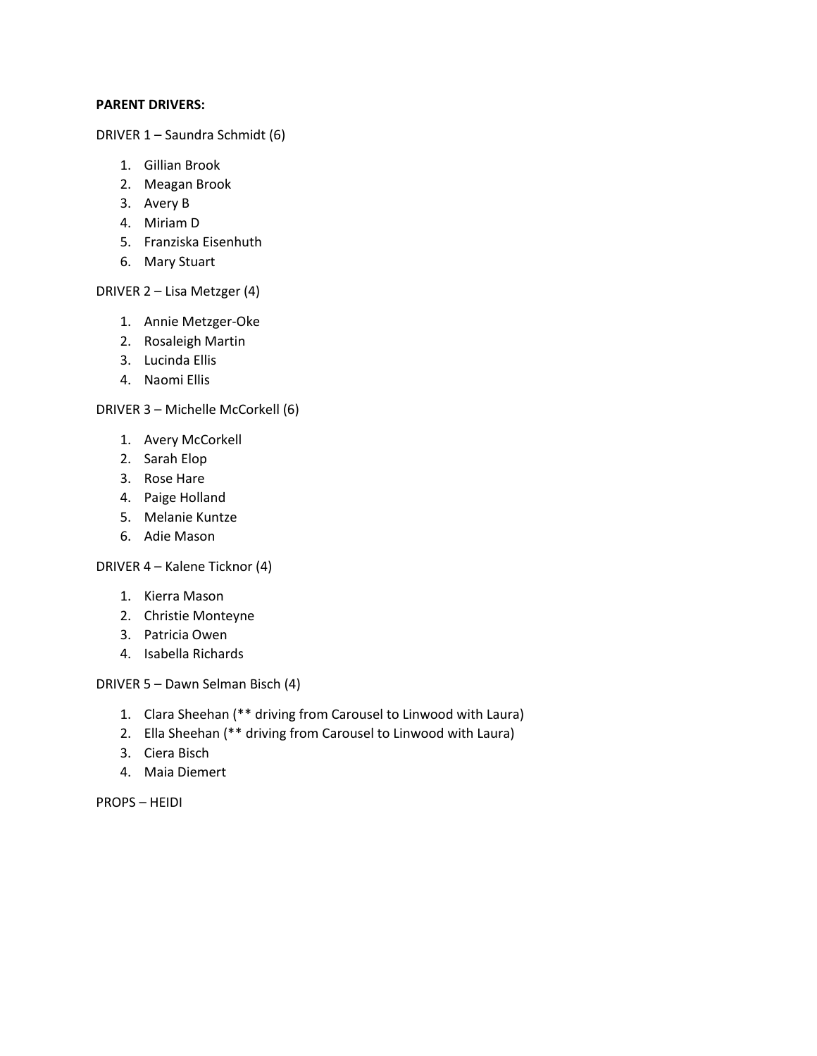**PARENT DRIVERS:**

DRIVER 1 – Saundra Schmidt (6)

1. Gillian Brook
2. Meagan Brook
3. Avery B
4. Miriam D
5. Franziska Eisenhuth
6. Mary Stuart

DRIVER 2 – Lisa Metzger (4)

1. Annie Metzger-Oke
2. Rosaleigh Martin
3. Lucinda Ellis
4. Naomi Ellis

DRIVER 3 – Michelle McCorkell (6)

1. Avery McCorkell
2. Sarah Elop
3. Rose Hare
4. Paige Holland
5. Melanie Kuntze
6. Adie Mason

DRIVER 4 – Kalene Ticknor (4)

1. Kierra Mason
2. Christie Monteyne
3. Patricia Owen
4. Isabella Richards

DRIVER 5 – Dawn Selman Bisch (4)

1. Clara Sheehan (** driving from Carousel to Linwood with Laura)
2. Ella Sheehan (** driving from Carousel to Linwood with Laura)
3. Ciera Bisch
4. Maia Diemert

PROPS – HEIDI